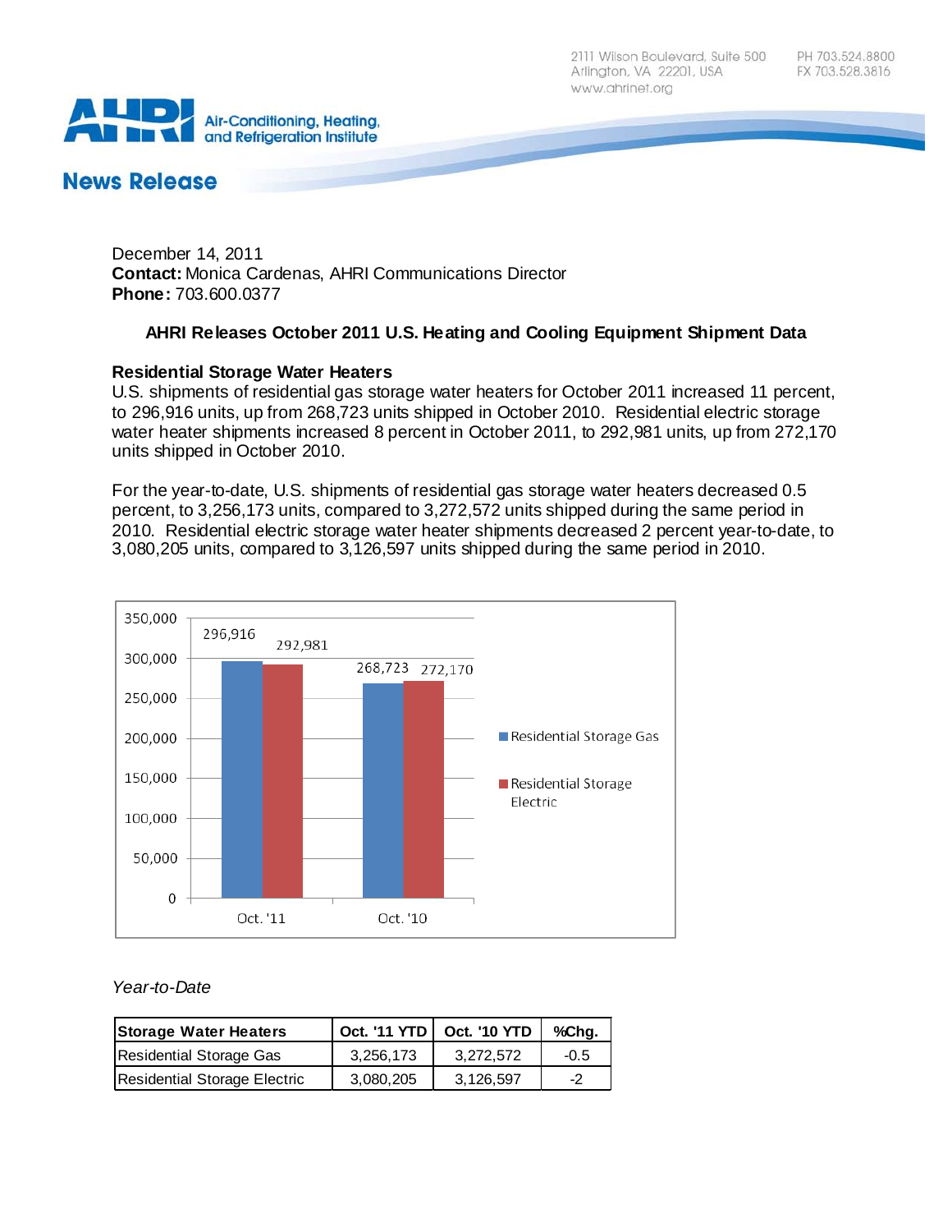2111 Wilson Boulevard, Suite 500
Arlington, VA 22201, USA
www.ahrinet.org

PH 703.524.8800
FX 703.528.3816

Air-Conditioning, Heating, and Refrigeration Institute

**News Release**

December 14, 2011
**Contact:** Monica Cardenas, AHRI Communications Director
**Phone:** 703.600.0377

### AHRI Releases October 2011 U.S. Heating and Cooling Equipment Shipment Data

**Residential Storage Water Heaters**

U.S. shipments of residential gas storage water heaters for October 2011 increased 11 percent, to 296,916 units, up from 268,723 units shipped in October 2010. Residential electric storage water heater shipments increased 8 percent in October 2011, to 292,981 units, up from 272,170 units shipped in October 2010.

For the year-to-date, U.S. shipments of residential gas storage water heaters decreased 0.5 percent, to 3,256,173 units, compared to 3,272,572 units shipped during the same period in 2010. Residential electric storage water heater shipments decreased 2 percent year-to-date, to 3,080,205 units, compared to 3,126,597 units shipped during the same period in 2010.

| | Residential Storage Gas | Residential Storage Electric |
|---|---|---|
| Oct. '11 | 296,916 | 292,981 |
| Oct. '10 | 268,723 | 272,170 |

*Year-to-Date*

| Storage Water Heaters | Oct. '11 YTD | Oct. '10 YTD | %Chg. |
|---|---|---|---|
| Residential Storage Gas | 3,256,173 | 3,272,572 | -0.5 |
| Residential Storage Electric | 3,080,205 | 3,126,597 | -2 |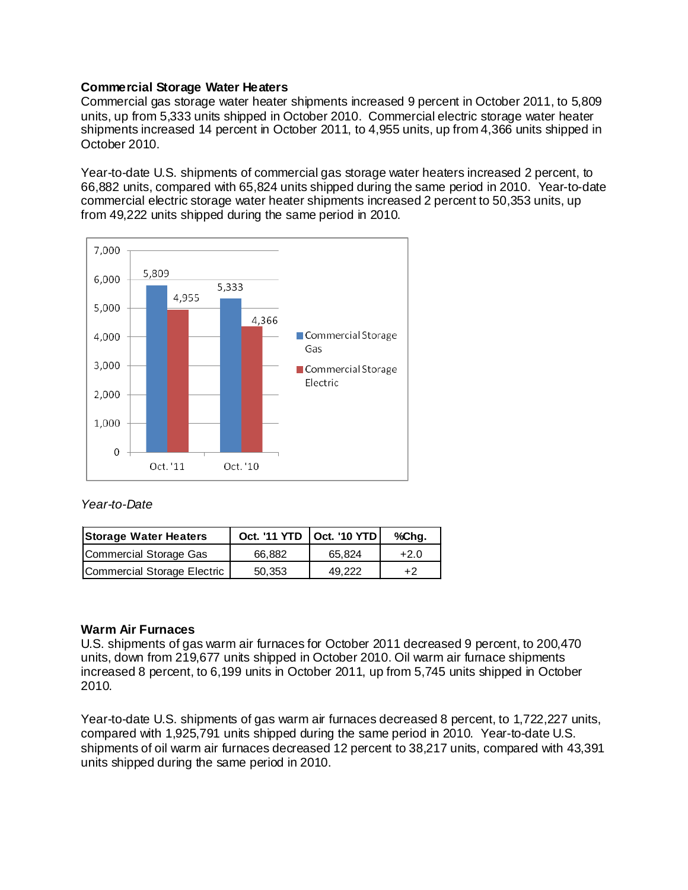**Commercial Storage Water Heaters**

Commercial gas storage water heater shipments increased 9 percent in October 2011, to 5,809 units, up from 5,333 units shipped in October 2010. Commercial electric storage water heater shipments increased 14 percent in October 2011, to 4,955 units, up from 4,366 units shipped in October 2010.

Year-to-date U.S. shipments of commercial gas storage water heaters increased 2 percent, to 66,882 units, compared with 65,824 units shipped during the same period in 2010. Year-to-date commercial electric storage water heater shipments increased 2 percent to 50,353 units, up from 49,222 units shipped during the same period in 2010.

*Year-to-Date*

| Storage Water Heaters | Oct. '11 YTD | Oct. '10 YTD | %Chg. |
|---|---|---|---|
| Commercial Storage Gas | 66,882 | 65,824 | +2.0 |
| Commercial Storage Electric | 50,353 | 49,222 | +2 |

**Warm Air Furnaces**

U.S. shipments of gas warm air furnaces for October 2011 decreased 9 percent, to 200,470 units, down from 219,677 units shipped in October 2010. Oil warm air furnace shipments increased 8 percent, to 6,199 units in October 2011, up from 5,745 units shipped in October 2010.

Year-to-date U.S. shipments of gas warm air furnaces decreased 8 percent, to 1,722,227 units, compared with 1,925,791 units shipped during the same period in 2010. Year-to-date U.S. shipments of oil warm air furnaces decreased 12 percent to 38,217 units, compared with 43,391 units shipped during the same period in 2010.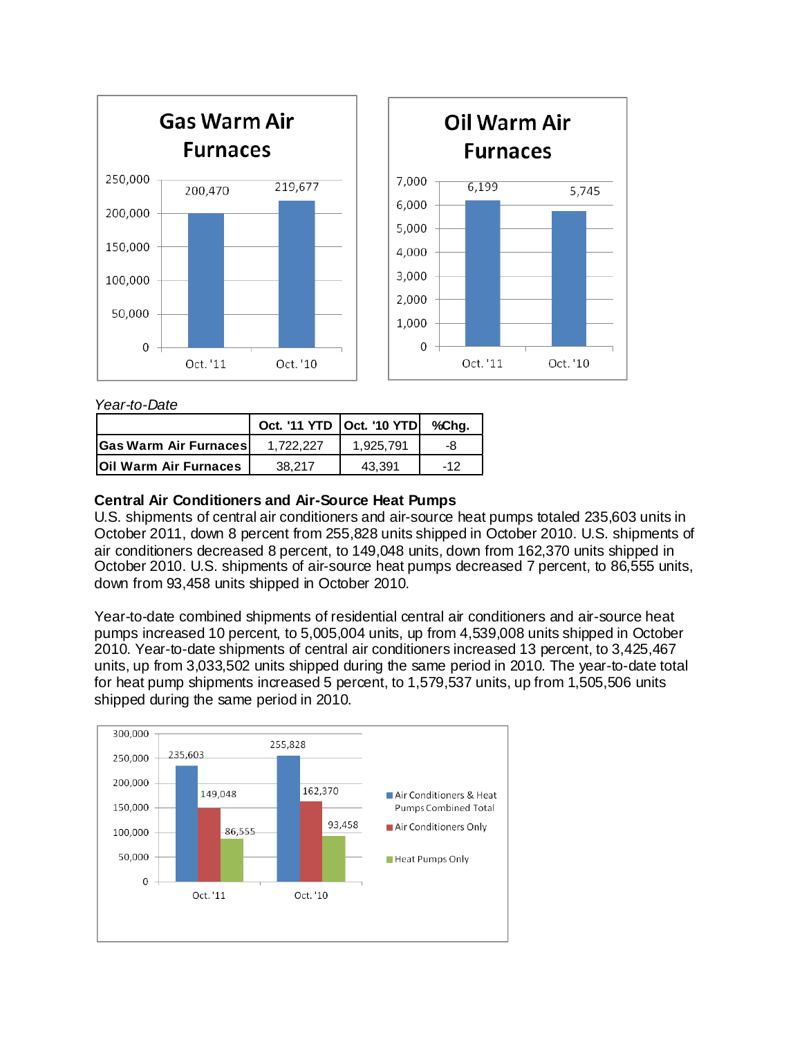*Year-to-Date*

| | Oct. '11 YTD | Oct. '10 YTD | %Chg. |
|---|---|---|---|
| **Gas Warm Air Furnaces** | 1,722,227 | 1,925,791 | -8 |
| **Oil Warm Air Furnaces** | 38,217 | 43,391 | -12 |

**Central Air Conditioners and Air-Source Heat Pumps**

U.S. shipments of central air conditioners and air-source heat pumps totaled 235,603 units in October 2011, down 8 percent from 255,828 units shipped in October 2010. U.S. shipments of air conditioners decreased 8 percent, to 149,048 units, down from 162,370 units shipped in October 2010. U.S. shipments of air-source heat pumps decreased 7 percent, to 86,555 units, down from 93,458 units shipped in October 2010.

Year-to-date combined shipments of residential central air conditioners and air-source heat pumps increased 10 percent, to 5,005,004 units, up from 4,539,008 units shipped in October 2010. Year-to-date shipments of central air conditioners increased 13 percent, to 3,425,467 units, up from 3,033,502 units shipped during the same period in 2010. The year-to-date total for heat pump shipments increased 5 percent, to 1,579,537 units, up from 1,505,506 units shipped during the same period in 2010.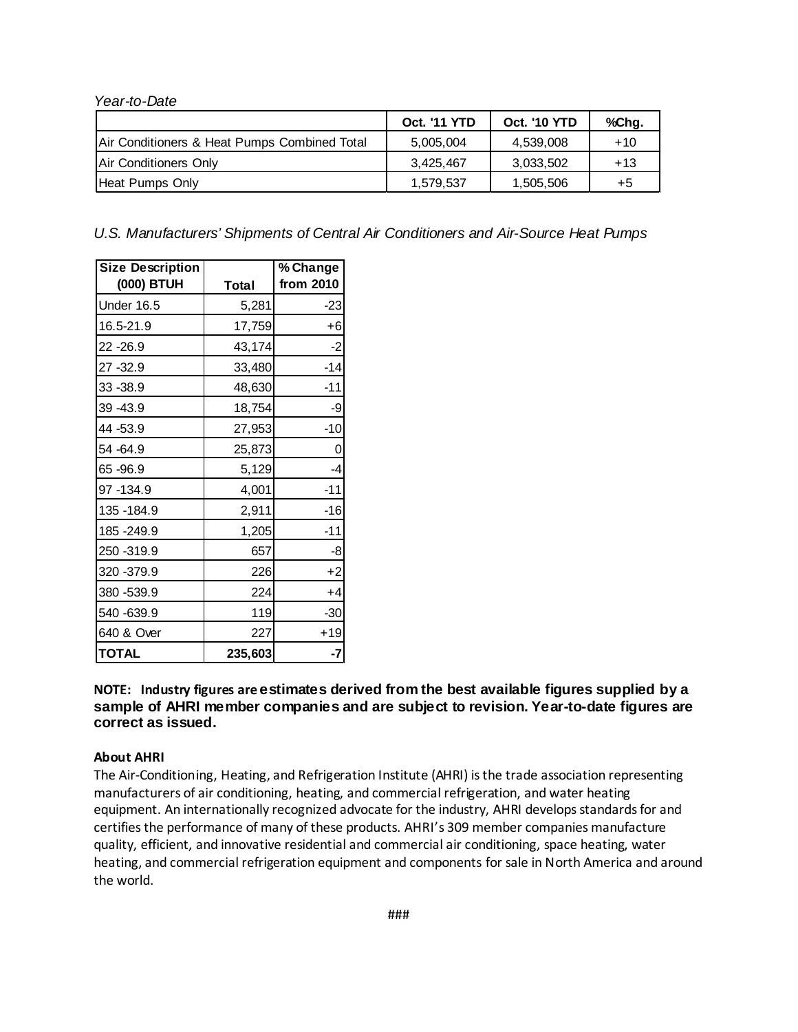*Year-to-Date*

| | Oct. '11 YTD | Oct. '10 YTD | %Chg. |
|---|---|---|---|
| Air Conditioners & Heat Pumps Combined Total | 5,005,004 | 4,539,008 | +10 |
| Air Conditioners Only | 3,425,467 | 3,033,502 | +13 |
| Heat Pumps Only | 1,579,537 | 1,505,506 | +5 |

*U.S. Manufacturers' Shipments of Central Air Conditioners and Air-Source Heat Pumps*

| Size Description (000) BTUH | Total | % Change from 2010 |
|---|---|---|
| Under 16.5 | 5,281 | -23 |
| 16.5-21.9 | 17,759 | +6 |
| 22 -26.9 | 43,174 | -2 |
| 27 -32.9 | 33,480 | -14 |
| 33 -38.9 | 48,630 | -11 |
| 39 -43.9 | 18,754 | -9 |
| 44 -53.9 | 27,953 | -10 |
| 54 -64.9 | 25,873 | 0 |
| 65 -96.9 | 5,129 | -4 |
| 97 -134.9 | 4,001 | -11 |
| 135 -184.9 | 2,911 | -16 |
| 185 -249.9 | 1,205 | -11 |
| 250 -319.9 | 657 | -8 |
| 320 -379.9 | 226 | +2 |
| 380 -539.9 | 224 | +4 |
| 540 -639.9 | 119 | -30 |
| 640 & Over | 227 | +19 |
| **TOTAL** | **235,603** | **-7** |

**NOTE: Industry figures are estimates derived from the best available figures supplied by a sample of AHRI member companies and are subject to revision. Year-to-date figures are correct as issued.**

**About AHRI**

The Air-Conditioning, Heating, and Refrigeration Institute (AHRI) is the trade association representing manufacturers of air conditioning, heating, and commercial refrigeration, and water heating equipment. An internationally recognized advocate for the industry, AHRI develops standards for and certifies the performance of many of these products. AHRI's 309 member companies manufacture quality, efficient, and innovative residential and commercial air conditioning, space heating, water heating, and commercial refrigeration equipment and components for sale in North America and around the world.

###